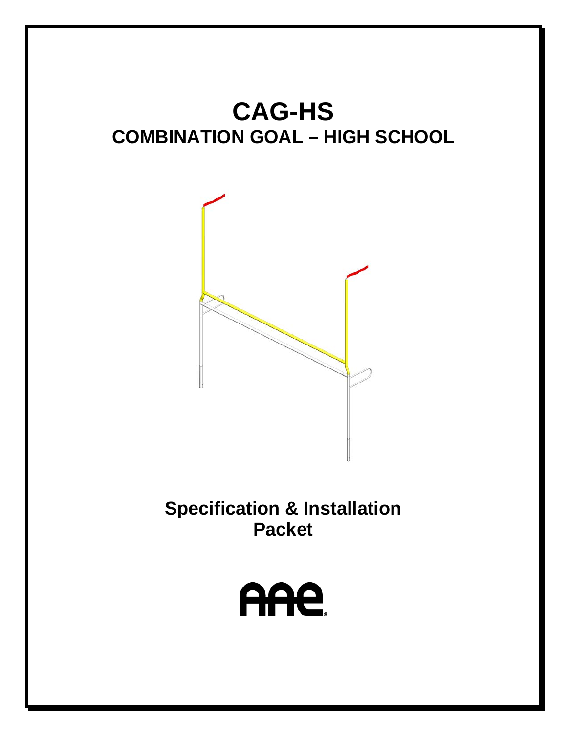# CAG-HS

## COMBINATION GOAL – HIGH SCHOOL

## Specification & Installation Packet

AAE®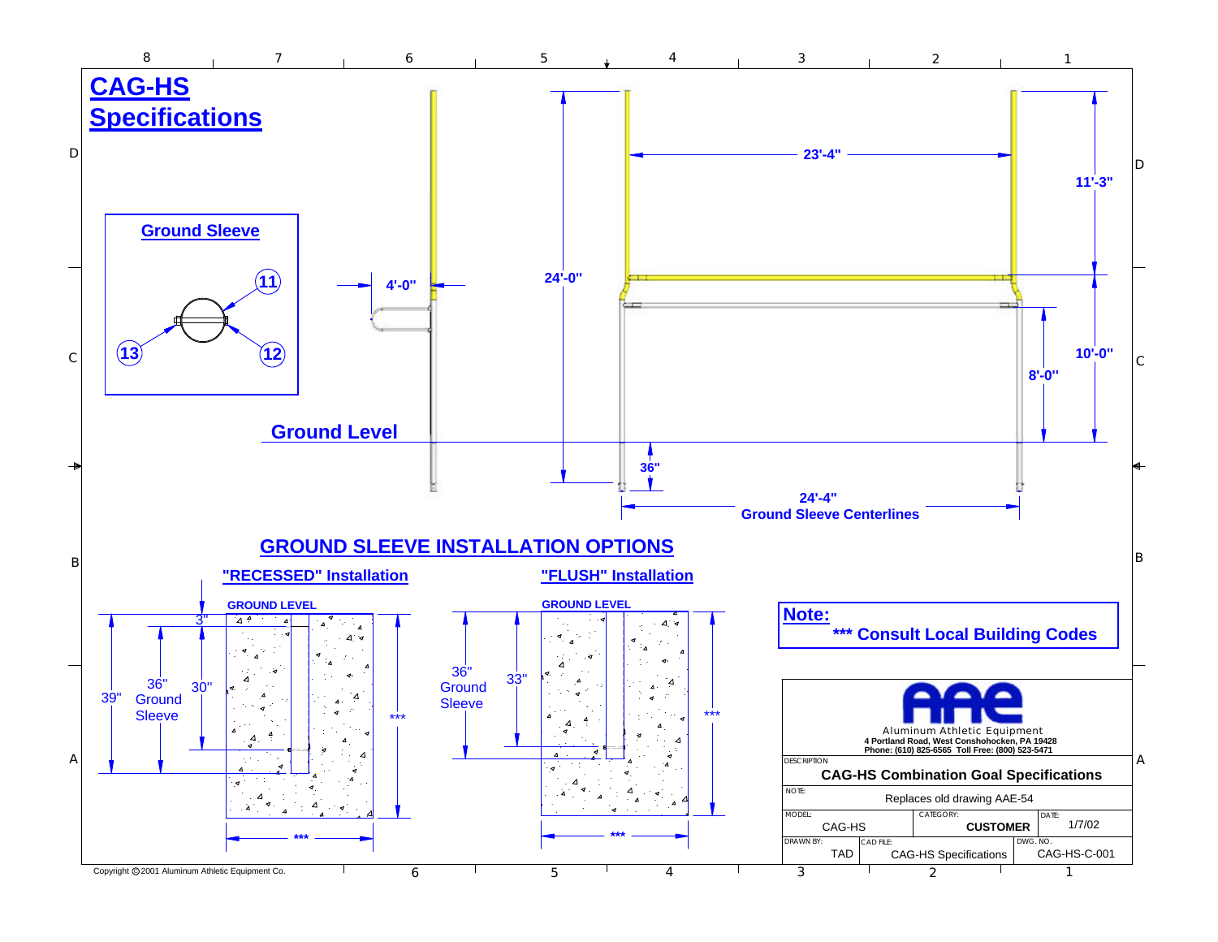# CAG-HS Specifications

## Ground Sleeve

11

12

13

4'-0"

24'-0"

23'-4"

11'-3"

10'-0"

8'-0"

Ground Level

36"

24'-4"
Ground Sleeve Centerlines

## GROUND SLEEVE INSTALLATION OPTIONS

### "RECESSED" Installation

GROUND LEVEL

3"

39"

36" Ground Sleeve

30"

***

***

### "FLUSH" Installation

GROUND LEVEL

36" Ground Sleeve

33"

***

***

**Note:**
**\*\*\* Consult Local Building Codes**

AAE
Aluminum Athletic Equipment
4 Portland Road, West Conshohocken, PA 19428
Phone: (610) 825-6565 Toll Free: (800) 523-5471

| DESCRIPTION: CAG-HS Combination Goal Specifications | | |
|---|---|---|
| NOTE: Replaces old drawing AAE-54 | | |
| MODEL: CAG-HS | CATEGORY: CUSTOMER | DATE: 1/7/02 |
| DRAWN BY: TAD | CAD FILE: CAG-HS Specifications | DWG. NO.: CAG-HS-C-001 |

Copyright © 2001 Aluminum Athletic Equipment Co.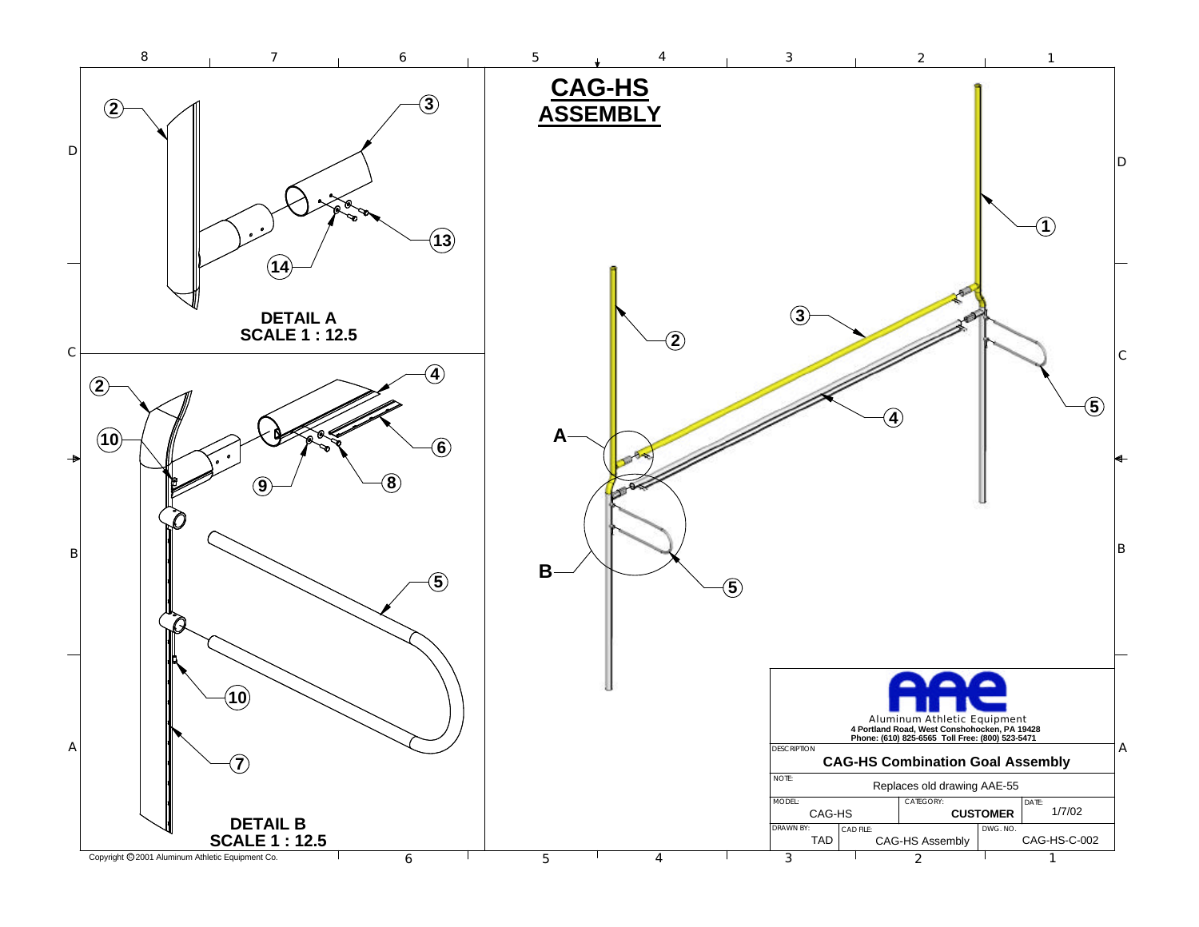# CAG-HS ASSEMBLY

**DETAIL A**
**SCALE 1 : 12.5**

**DETAIL B**
**SCALE 1 : 12.5**

Aluminum Athletic Equipment
4 Portland Road, West Conshohocken, PA 19428
Phone: (610) 825-6565 Toll Free: (800) 523-5471

| | | | |
|---|---|---|---|
| DESCRIPTION: CAG-HS Combination Goal Assembly | | | |
| NOTE: Replaces old drawing AAE-55 | | | |
| MODEL: CAG-HS | CATEGORY: CUSTOMER | | DATE: 1/7/02 |
| DRAWN BY: TAD | CAD FILE: CAG-HS Assembly | | DWG. NO. CAG-HS-C-002 |

Copyright © 2001 Aluminum Athletic Equipment Co.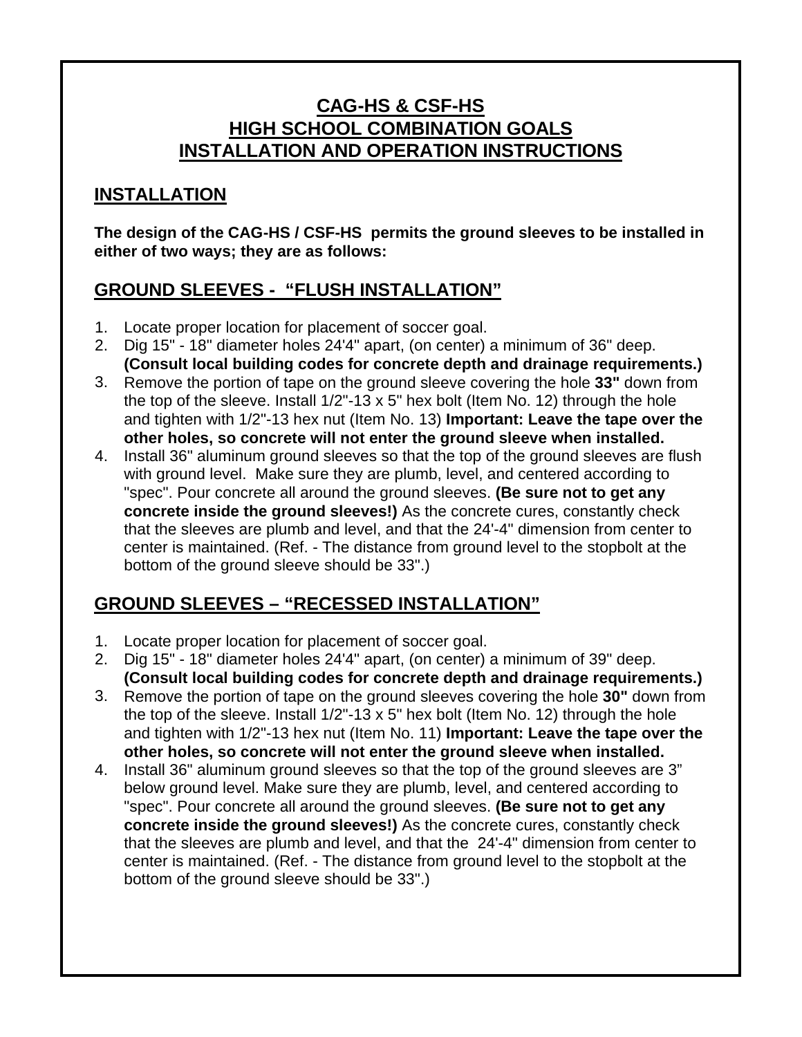# CAG-HS & CSF-HS
# HIGH SCHOOL COMBINATION GOALS
# INSTALLATION AND OPERATION INSTRUCTIONS

## INSTALLATION

**The design of the CAG-HS / CSF-HS permits the ground sleeves to be installed in either of two ways; they are as follows:**

## GROUND SLEEVES - "FLUSH INSTALLATION"

1. Locate proper location for placement of soccer goal.
2. Dig 15" - 18" diameter holes 24'4" apart, (on center) a minimum of 36" deep. **(Consult local building codes for concrete depth and drainage requirements.)**
3. Remove the portion of tape on the ground sleeve covering the hole **33"** down from the top of the sleeve. Install 1/2"-13 x 5" hex bolt (Item No. 12) through the hole and tighten with 1/2"-13 hex nut (Item No. 13) **Important: Leave the tape over the other holes, so concrete will not enter the ground sleeve when installed.**
4. Install 36" aluminum ground sleeves so that the top of the ground sleeves are flush with ground level. Make sure they are plumb, level, and centered according to "spec". Pour concrete all around the ground sleeves. **(Be sure not to get any concrete inside the ground sleeves!)** As the concrete cures, constantly check that the sleeves are plumb and level, and that the 24'-4" dimension from center to center is maintained. (Ref. - The distance from ground level to the stopbolt at the bottom of the ground sleeve should be 33".)

## GROUND SLEEVES – "RECESSED INSTALLATION"

1. Locate proper location for placement of soccer goal.
2. Dig 15" - 18" diameter holes 24'4" apart, (on center) a minimum of 39" deep. **(Consult local building codes for concrete depth and drainage requirements.)**
3. Remove the portion of tape on the ground sleeves covering the hole **30"** down from the top of the sleeve. Install 1/2"-13 x 5" hex bolt (Item No. 12) through the hole and tighten with 1/2"-13 hex nut (Item No. 11) **Important: Leave the tape over the other holes, so concrete will not enter the ground sleeve when installed.**
4. Install 36" aluminum ground sleeves so that the top of the ground sleeves are 3" below ground level. Make sure they are plumb, level, and centered according to "spec". Pour concrete all around the ground sleeves. **(Be sure not to get any concrete inside the ground sleeves!)** As the concrete cures, constantly check that the sleeves are plumb and level, and that the 24'-4" dimension from center to center is maintained. (Ref. - The distance from ground level to the stopbolt at the bottom of the ground sleeve should be 33".)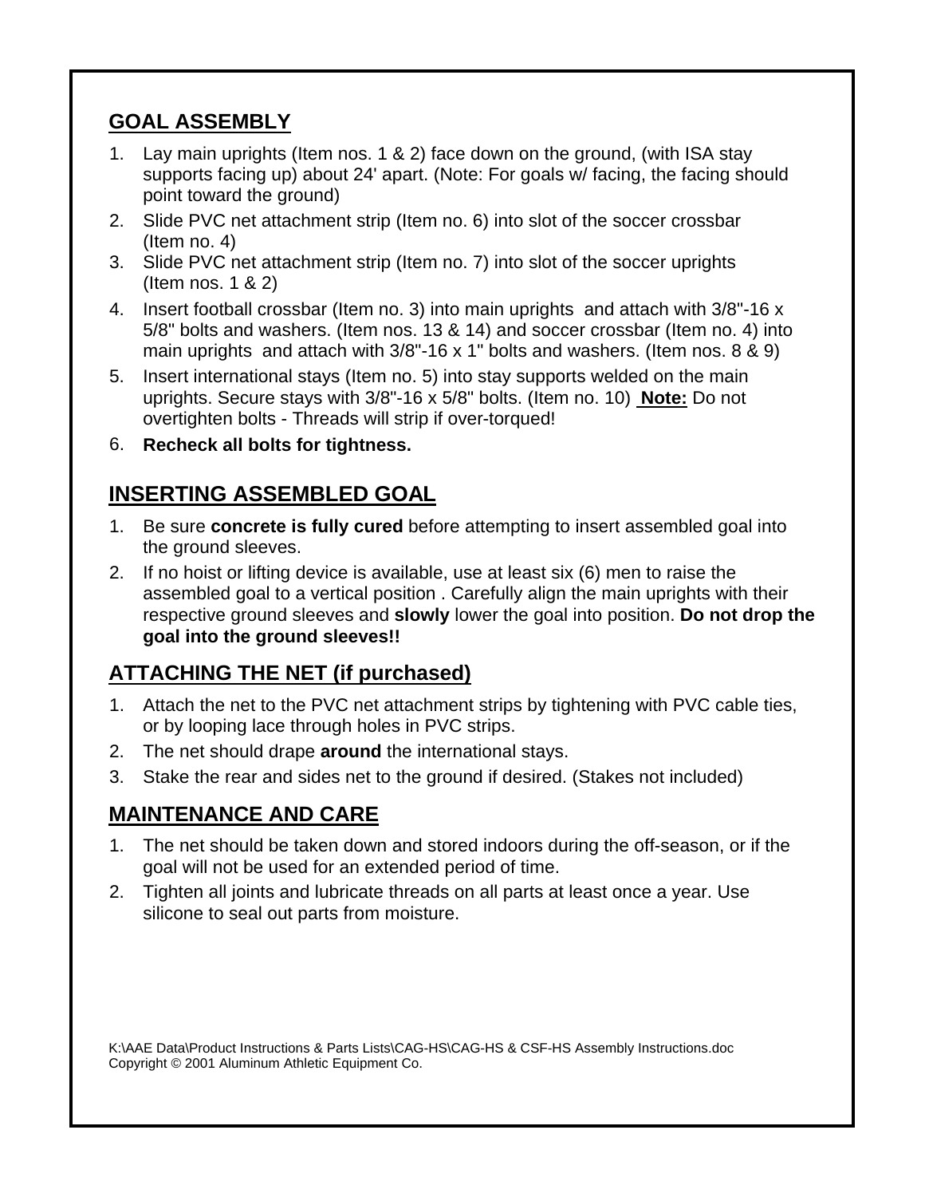## GOAL ASSEMBLY

1. Lay main uprights (Item nos. 1 & 2) face down on the ground, (with ISA stay supports facing up) about 24' apart. (Note: For goals w/ facing, the facing should point toward the ground)
2. Slide PVC net attachment strip (Item no. 6) into slot of the soccer crossbar (Item no. 4)
3. Slide PVC net attachment strip (Item no. 7) into slot of the soccer uprights (Item nos. 1 & 2)
4. Insert football crossbar (Item no. 3) into main uprights and attach with 3/8"-16 x 5/8" bolts and washers. (Item nos. 13 & 14) and soccer crossbar (Item no. 4) into main uprights and attach with 3/8"-16 x 1" bolts and washers. (Item nos. 8 & 9)
5. Insert international stays (Item no. 5) into stay supports welded on the main uprights. Secure stays with 3/8"-16 x 5/8" bolts. (Item no. 10) **Note:** Do not overtighten bolts - Threads will strip if over-torqued!
6. **Recheck all bolts for tightness.**

## INSERTING ASSEMBLED GOAL

1. Be sure **concrete is fully cured** before attempting to insert assembled goal into the ground sleeves.
2. If no hoist or lifting device is available, use at least six (6) men to raise the assembled goal to a vertical position . Carefully align the main uprights with their respective ground sleeves and **slowly** lower the goal into position. **Do not drop the goal into the ground sleeves!!**

## ATTACHING THE NET (if purchased)

1. Attach the net to the PVC net attachment strips by tightening with PVC cable ties, or by looping lace through holes in PVC strips.
2. The net should drape **around** the international stays.
3. Stake the rear and sides net to the ground if desired. (Stakes not included)

## MAINTENANCE AND CARE

1. The net should be taken down and stored indoors during the off-season, or if the goal will not be used for an extended period of time.
2. Tighten all joints and lubricate threads on all parts at least once a year. Use silicone to seal out parts from moisture.

K:\AAE Data\Product Instructions & Parts Lists\CAG-HS\CAG-HS & CSF-HS Assembly Instructions.doc
Copyright © 2001 Aluminum Athletic Equipment Co.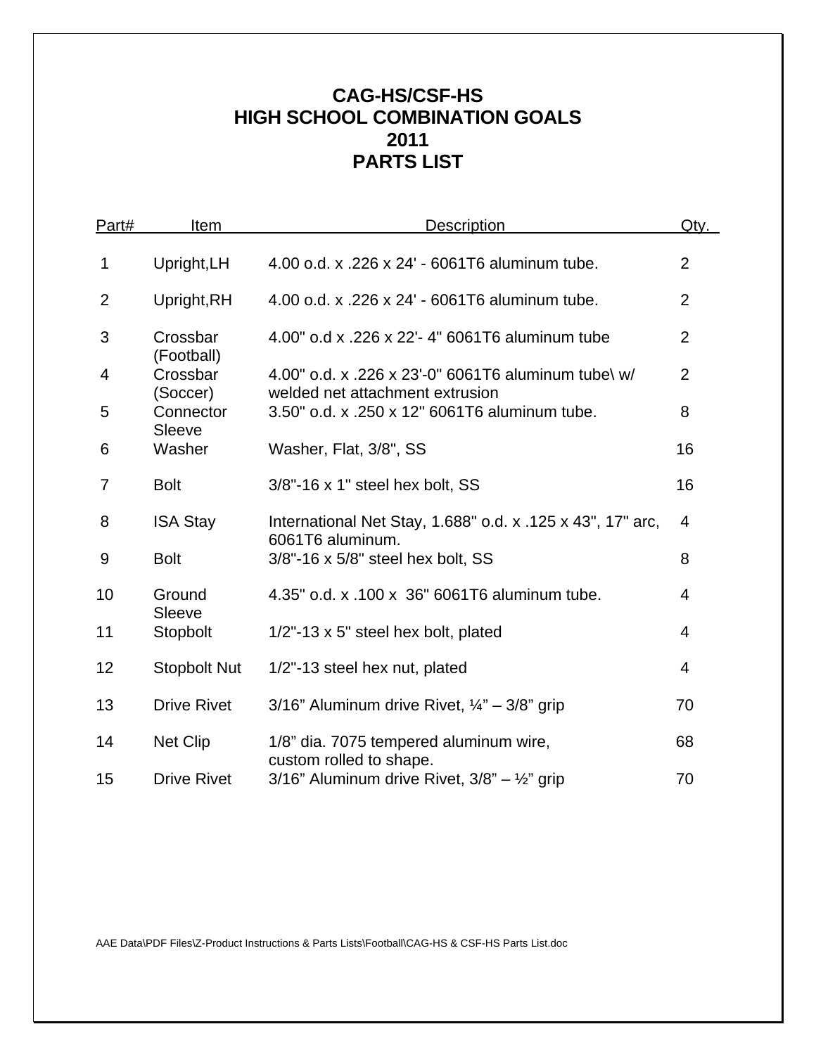# CAG-HS/CSF-HS
# HIGH SCHOOL COMBINATION GOALS
# 2011
# PARTS LIST

| Part# | Item | Description | Qty. |
|---|---|---|---|
| 1 | Upright,LH | 4.00 o.d. x .226 x 24' - 6061T6 aluminum tube. | 2 |
| 2 | Upright,RH | 4.00 o.d. x .226 x 24' - 6061T6 aluminum tube. | 2 |
| 3 | Crossbar (Football) | 4.00" o.d x .226 x 22'- 4" 6061T6 aluminum tube | 2 |
| 4 | Crossbar (Soccer) | 4.00" o.d. x .226 x 23'-0" 6061T6 aluminum tube\ w/ welded net attachment extrusion | 2 |
| 5 | Connector Sleeve | 3.50" o.d. x .250 x 12" 6061T6 aluminum tube. | 8 |
| 6 | Washer | Washer, Flat, 3/8", SS | 16 |
| 7 | Bolt | 3/8"-16 x 1" steel hex bolt, SS | 16 |
| 8 | ISA Stay | International Net Stay, 1.688" o.d. x .125 x 43", 17" arc, 6061T6 aluminum. | 4 |
| 9 | Bolt | 3/8"-16 x 5/8" steel hex bolt, SS | 8 |
| 10 | Ground Sleeve | 4.35" o.d. x .100 x 36" 6061T6 aluminum tube. | 4 |
| 11 | Stopbolt | 1/2"-13 x 5" steel hex bolt, plated | 4 |
| 12 | Stopbolt Nut | 1/2"-13 steel hex nut, plated | 4 |
| 13 | Drive Rivet | 3/16" Aluminum drive Rivet, ¼" – 3/8" grip | 70 |
| 14 | Net Clip | 1/8" dia. 7075 tempered aluminum wire, custom rolled to shape. | 68 |
| 15 | Drive Rivet | 3/16" Aluminum drive Rivet, 3/8" – ½" grip | 70 |

AAE Data\PDF Files\Z-Product Instructions & Parts Lists\Football\CAG-HS & CSF-HS Parts List.doc